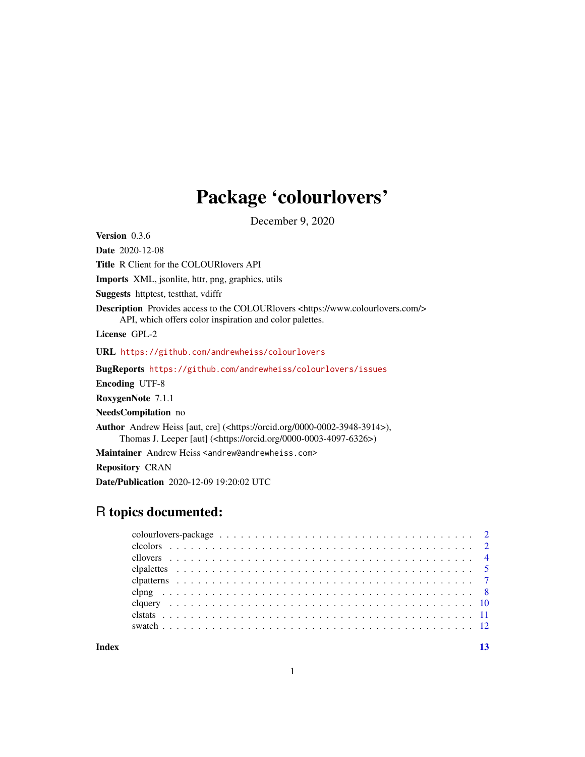# Package 'colourlovers'

December 9, 2020

**Version** 0.3.6

**Date** 2020-12-08

**Title** R Client for the COLOURlovers API

**Imports** XML, jsonlite, httr, png, graphics, utils

**Suggests** httptest, testthat, vdiffr

**Description** Provides access to the COLOURlovers <https://www.colourlovers.com/>
API, which offers color inspiration and color palettes.

**License** GPL-2

**URL** https://github.com/andrewheiss/colourlovers

**BugReports** https://github.com/andrewheiss/colourlovers/issues

**Encoding** UTF-8

**RoxygenNote** 7.1.1

**NeedsCompilation** no

**Author** Andrew Heiss [aut, cre] (<https://orcid.org/0000-0002-3948-3914>),
Thomas J. Leeper [aut] (<https://orcid.org/0000-0003-4097-6326>)

**Maintainer** Andrew Heiss <andrew@andrewheiss.com>

**Repository** CRAN

**Date/Publication** 2020-12-09 19:20:02 UTC

## R topics documented:

colourlovers-package . . . . . . . . . . . . . . . . . . . . . . . . . . . . . . . . . . . . 2
clcolors . . . . . . . . . . . . . . . . . . . . . . . . . . . . . . . . . . . . . . . . . . . 2
cllovers . . . . . . . . . . . . . . . . . . . . . . . . . . . . . . . . . . . . . . . . . . . 4
clpalettes . . . . . . . . . . . . . . . . . . . . . . . . . . . . . . . . . . . . . . . . . . 5
clpatterns . . . . . . . . . . . . . . . . . . . . . . . . . . . . . . . . . . . . . . . . . . 7
clpng . . . . . . . . . . . . . . . . . . . . . . . . . . . . . . . . . . . . . . . . . . . . 8
clquery . . . . . . . . . . . . . . . . . . . . . . . . . . . . . . . . . . . . . . . . . . . 10
clstats . . . . . . . . . . . . . . . . . . . . . . . . . . . . . . . . . . . . . . . . . . . 11
swatch . . . . . . . . . . . . . . . . . . . . . . . . . . . . . . . . . . . . . . . . . . . 12

**Index** **13**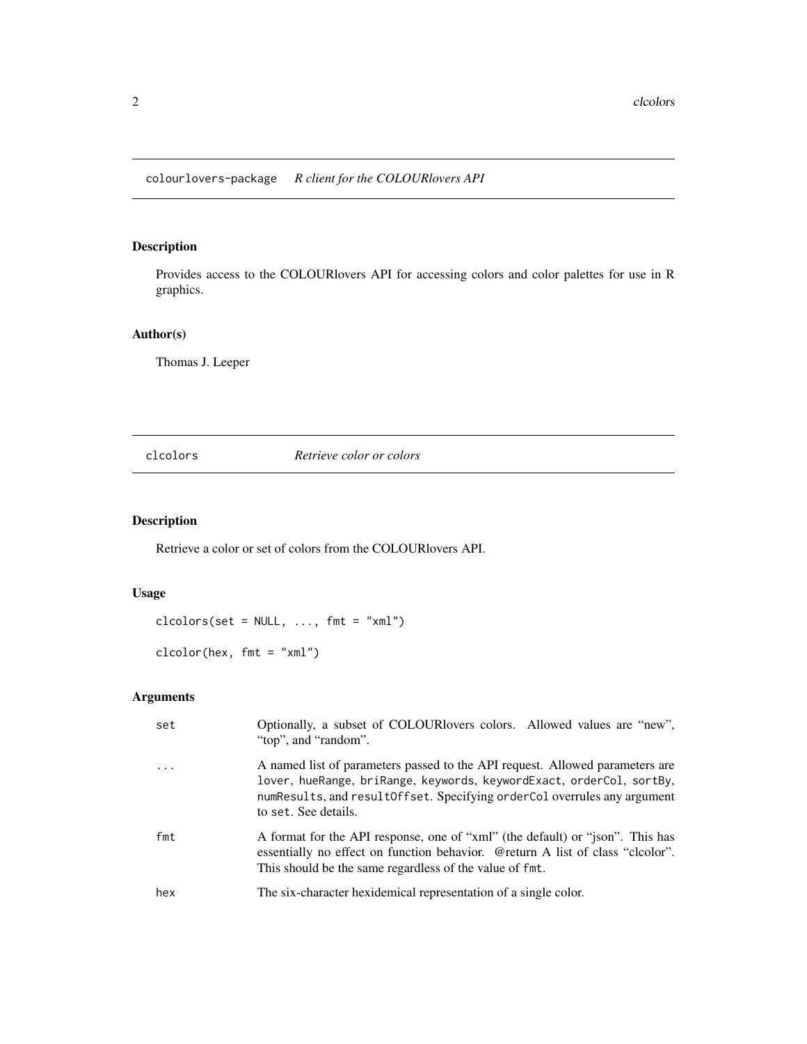## colourlovers-package *R client for the COLOURlovers API*

### Description

Provides access to the COLOURlovers API for accessing colors and color palettes for use in R graphics.

### Author(s)

Thomas J. Leeper

## clcolors *Retrieve color or colors*

### Description

Retrieve a color or set of colors from the COLOURlovers API.

### Usage

```
clcolors(set = NULL, ..., fmt = "xml")

clcolor(hex, fmt = "xml")
```

### Arguments

| | |
|---|---|
| set | Optionally, a subset of COLOURlovers colors. Allowed values are "new", "top", and "random". |
| ... | A named list of parameters passed to the API request. Allowed parameters are `lover`, `hueRange`, `briRange`, `keywords`, `keywordExact`, `orderCol`, `sortBy`, `numResults`, and `resultOffset`. Specifying `orderCol` overrules any argument to `set`. See details. |
| fmt | A format for the API response, one of "xml" (the default) or "json". This has essentially no effect on function behavior. @return A list of class "clcolor". This should be the same regardless of the value of `fmt`. |
| hex | The six-character hexidemical representation of a single color. |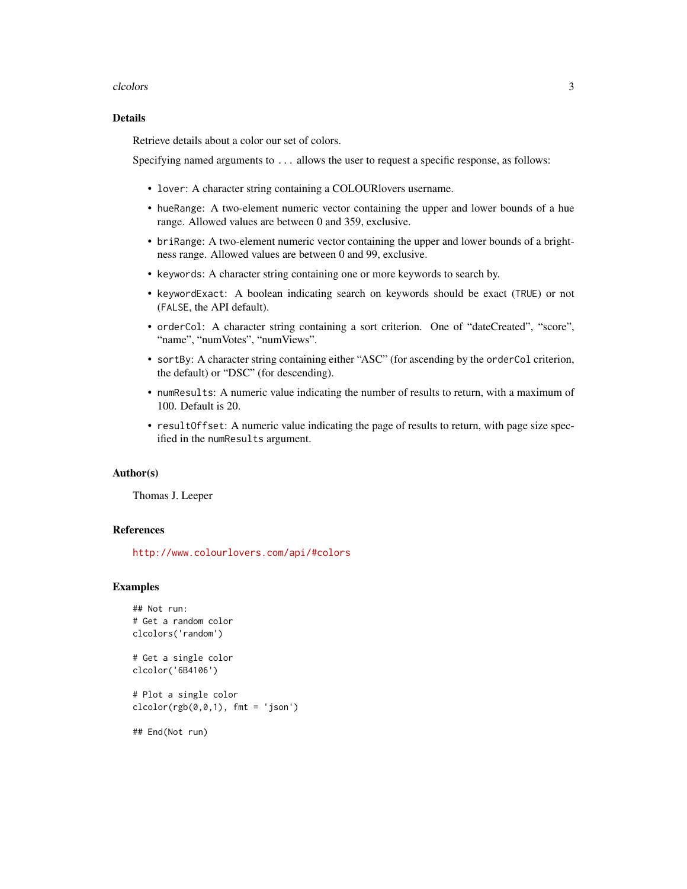## Details

Retrieve details about a color our set of colors.

Specifying named arguments to `...` allows the user to request a specific response, as follows:

- `lover`: A character string containing a COLOURlovers username.
- `hueRange`: A two-element numeric vector containing the upper and lower bounds of a hue range. Allowed values are between 0 and 359, exclusive.
- `briRange`: A two-element numeric vector containing the upper and lower bounds of a brightness range. Allowed values are between 0 and 99, exclusive.
- `keywords`: A character string containing one or more keywords to search by.
- `keywordExact`: A boolean indicating search on keywords should be exact (`TRUE`) or not (`FALSE`, the API default).
- `orderCol`: A character string containing a sort criterion. One of "dateCreated", "score", "name", "numVotes", "numViews".
- `sortBy`: A character string containing either "ASC" (for ascending by the `orderCol` criterion, the default) or "DSC" (for descending).
- `numResults`: A numeric value indicating the number of results to return, with a maximum of 100. Default is 20.
- `resultOffset`: A numeric value indicating the page of results to return, with page size specified in the `numResults` argument.

## Author(s)

Thomas J. Leeper

## References

http://www.colourlovers.com/api/#colors

## Examples

```
## Not run:
# Get a random color
clcolors('random')

# Get a single color
clcolor('6B4106')

# Plot a single color
clcolor(rgb(0,0,1), fmt = 'json')

## End(Not run)
```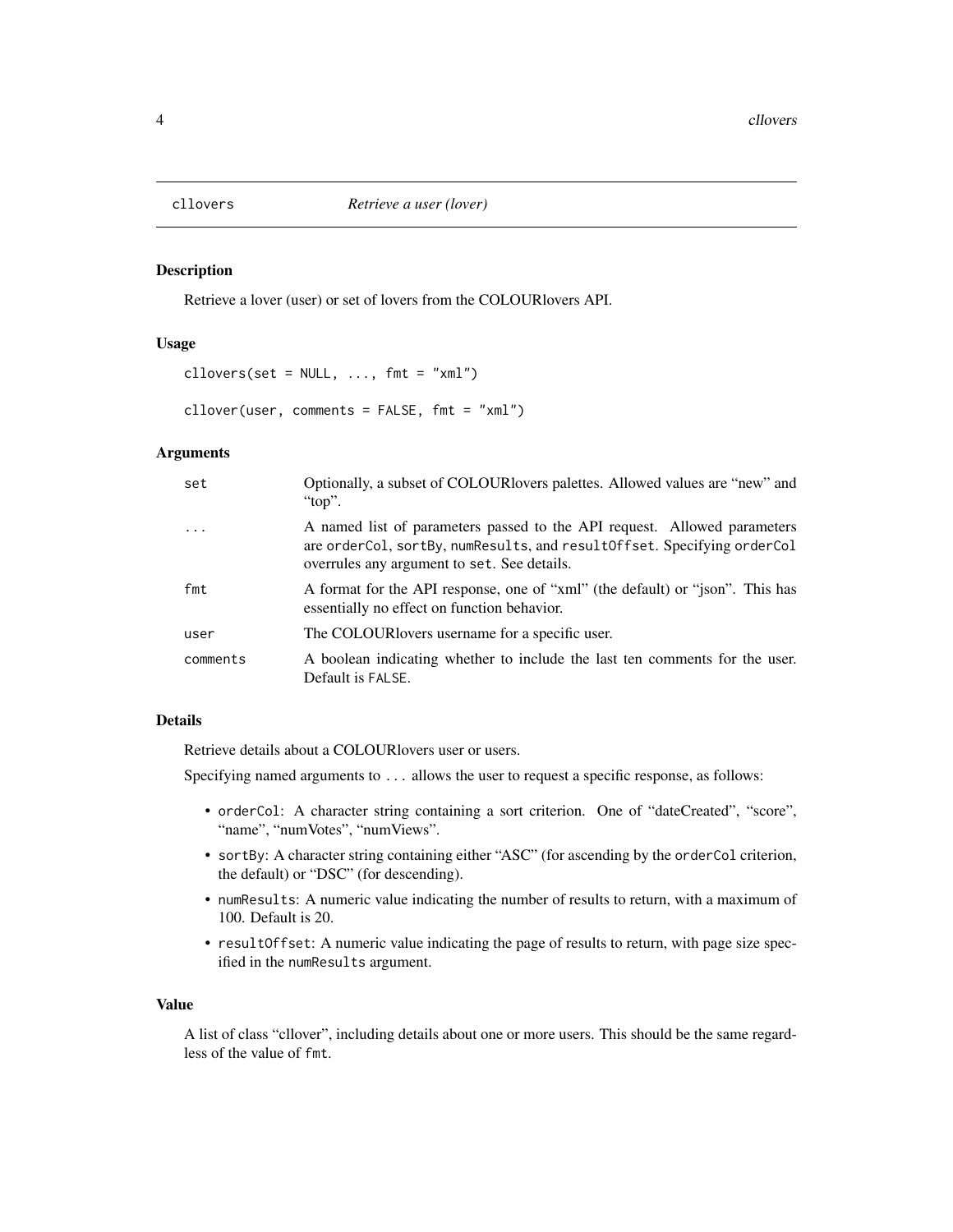# cllovers *Retrieve a user (lover)*

## Description

Retrieve a lover (user) or set of lovers from the COLOURlovers API.

## Usage

```
cllovers(set = NULL, ..., fmt = "xml")

cllover(user, comments = FALSE, fmt = "xml")
```

## Arguments

| | |
|---|---|
| set | Optionally, a subset of COLOURlovers palettes. Allowed values are "new" and "top". |
| ... | A named list of parameters passed to the API request. Allowed parameters are `orderCol`, `sortBy`, `numResults`, and `resultOffset`. Specifying `orderCol` overrules any argument to `set`. See details. |
| fmt | A format for the API response, one of "xml" (the default) or "json". This has essentially no effect on function behavior. |
| user | The COLOURlovers username for a specific user. |
| comments | A boolean indicating whether to include the last ten comments for the user. Default is `FALSE`. |

## Details

Retrieve details about a COLOURlovers user or users.

Specifying named arguments to `...` allows the user to request a specific response, as follows:

- `orderCol`: A character string containing a sort criterion. One of "dateCreated", "score", "name", "numVotes", "numViews".
- `sortBy`: A character string containing either "ASC" (for ascending by the `orderCol` criterion, the default) or "DSC" (for descending).
- `numResults`: A numeric value indicating the number of results to return, with a maximum of 100. Default is 20.
- `resultOffset`: A numeric value indicating the page of results to return, with page size specified in the `numResults` argument.

## Value

A list of class "cllover", including details about one or more users. This should be the same regardless of the value of `fmt`.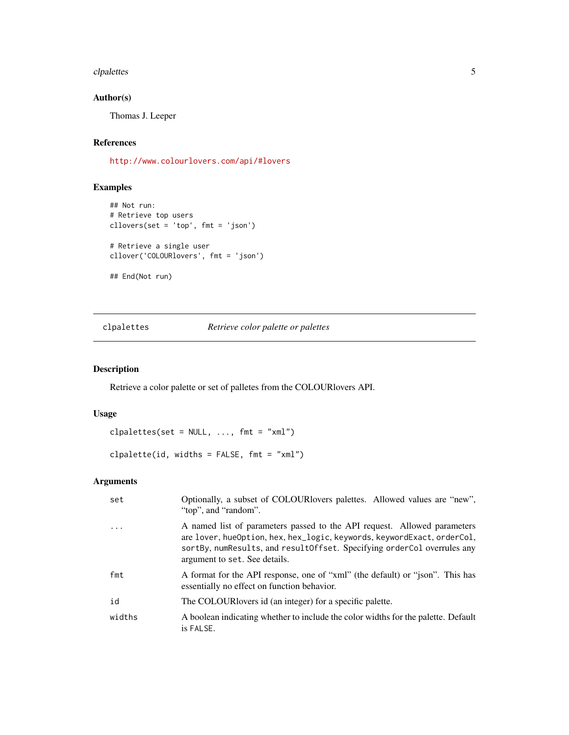## Author(s)

Thomas J. Leeper

## References

http://www.colourlovers.com/api/#lovers

## Examples

```
## Not run:
# Retrieve top users
cllovers(set = 'top', fmt = 'json')

# Retrieve a single user
cllover('COLOURlovers', fmt = 'json')

## End(Not run)
```

---

# clpalettes — *Retrieve color palette or palettes*

## Description

Retrieve a color palette or set of palletes from the COLOURlovers API.

## Usage

```
clpalettes(set = NULL, ..., fmt = "xml")

clpalette(id, widths = FALSE, fmt = "xml")
```

## Arguments

| | |
|---|---|
| set | Optionally, a subset of COLOURlovers palettes. Allowed values are "new", "top", and "random". |
| ... | A named list of parameters passed to the API request. Allowed parameters are `lover`, `hueOption`, `hex`, `hex_logic`, `keywords`, `keywordExact`, `orderCol`, `sortBy`, `numResults`, and `resultOffset`. Specifying `orderCol` overrules any argument to `set`. See details. |
| fmt | A format for the API response, one of "xml" (the default) or "json". This has essentially no effect on function behavior. |
| id | The COLOURlovers id (an integer) for a specific palette. |
| widths | A boolean indicating whether to include the color widths for the palette. Default is `FALSE`. |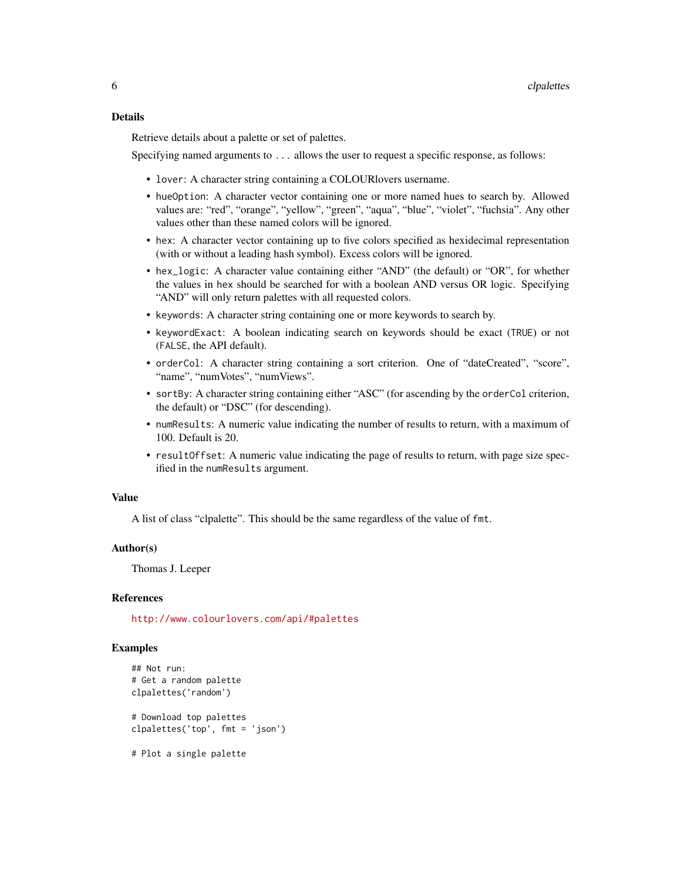### Details

Retrieve details about a palette or set of palettes.

Specifying named arguments to `...` allows the user to request a specific response, as follows:

- `lover`: A character string containing a COLOURlovers username.
- `hueOption`: A character vector containing one or more named hues to search by. Allowed values are: "red", "orange", "yellow", "green", "aqua", "blue", "violet", "fuchsia". Any other values other than these named colors will be ignored.
- `hex`: A character vector containing up to five colors specified as hexidecimal representation (with or without a leading hash symbol). Excess colors will be ignored.
- `hex_logic`: A character value containing either "AND" (the default) or "OR", for whether the values in `hex` should be searched for with a boolean AND versus OR logic. Specifying "AND" will only return palettes with all requested colors.
- `keywords`: A character string containing one or more keywords to search by.
- `keywordExact`: A boolean indicating search on keywords should be exact (`TRUE`) or not (`FALSE`, the API default).
- `orderCol`: A character string containing a sort criterion. One of "dateCreated", "score", "name", "numVotes", "numViews".
- `sortBy`: A character string containing either "ASC" (for ascending by the `orderCol` criterion, the default) or "DSC" (for descending).
- `numResults`: A numeric value indicating the number of results to return, with a maximum of 100. Default is 20.
- `resultOffset`: A numeric value indicating the page of results to return, with page size specified in the `numResults` argument.

### Value

A list of class "clpalette". This should be the same regardless of the value of `fmt`.

### Author(s)

Thomas J. Leeper

### References

http://www.colourlovers.com/api/#palettes

### Examples

```
## Not run:
# Get a random palette
clpalettes('random')

# Download top palettes
clpalettes('top', fmt = 'json')

# Plot a single palette
```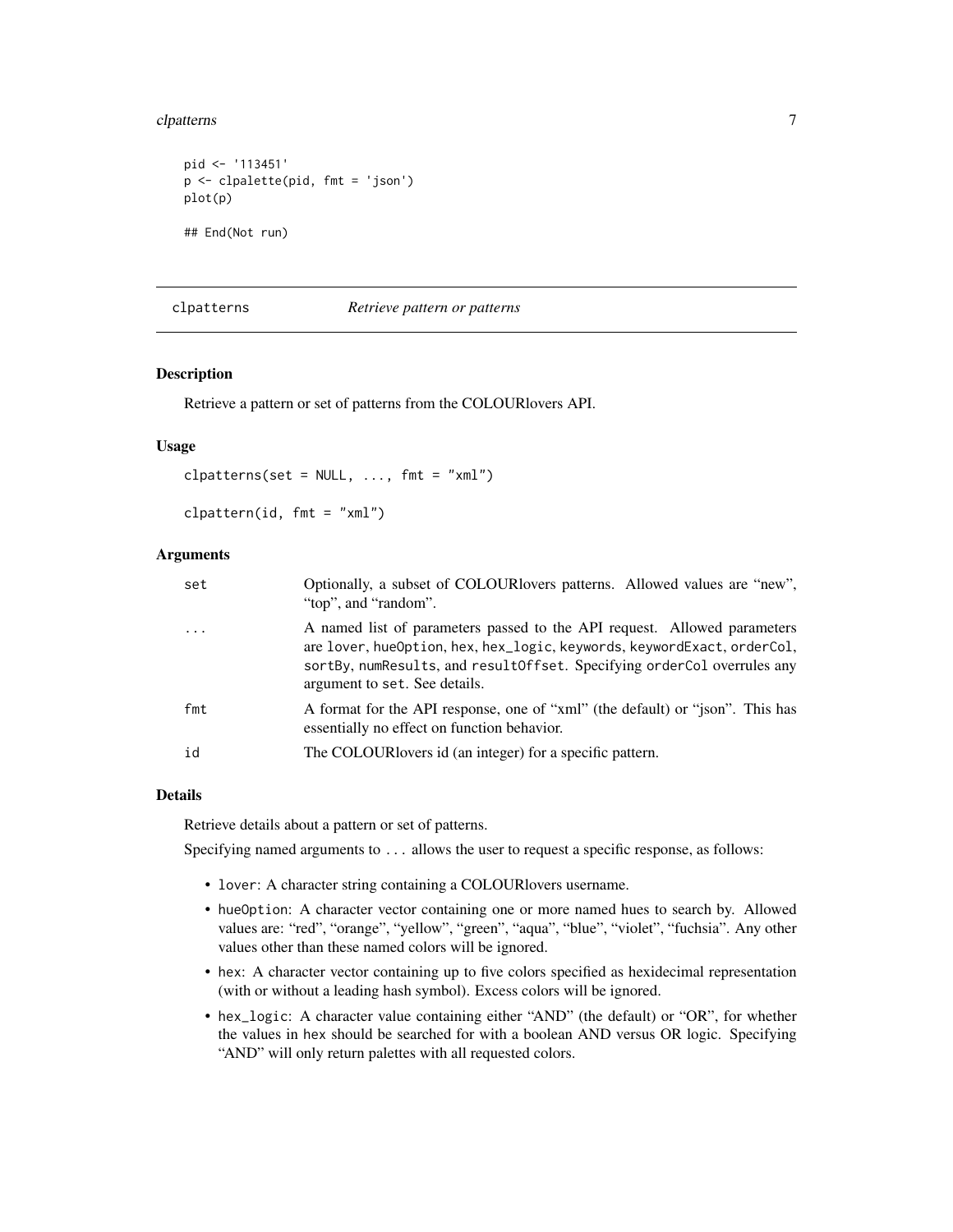```
pid <- '113451'
p <- clpalette(pid, fmt = 'json')
plot(p)

## End(Not run)
```

## clpatterns *Retrieve pattern or patterns*

### Description

Retrieve a pattern or set of patterns from the COLOURlovers API.

### Usage

```
clpatterns(set = NULL, ..., fmt = "xml")

clpattern(id, fmt = "xml")
```

### Arguments

| | |
|---|---|
| set | Optionally, a subset of COLOURlovers patterns. Allowed values are "new", "top", and "random". |
| ... | A named list of parameters passed to the API request. Allowed parameters are `lover`, `hueOption`, `hex`, `hex_logic`, `keywords`, `keywordExact`, `orderCol`, `sortBy`, `numResults`, and `resultOffset`. Specifying `orderCol` overrules any argument to `set`. See details. |
| fmt | A format for the API response, one of "xml" (the default) or "json". This has essentially no effect on function behavior. |
| id | The COLOURlovers id (an integer) for a specific pattern. |

### Details

Retrieve details about a pattern or set of patterns.

Specifying named arguments to ... allows the user to request a specific response, as follows:

- `lover`: A character string containing a COLOURlovers username.
- `hueOption`: A character vector containing one or more named hues to search by. Allowed values are: "red", "orange", "yellow", "green", "aqua", "blue", "violet", "fuchsia". Any other values other than these named colors will be ignored.
- `hex`: A character vector containing up to five colors specified as hexidecimal representation (with or without a leading hash symbol). Excess colors will be ignored.
- `hex_logic`: A character value containing either "AND" (the default) or "OR", for whether the values in `hex` should be searched for with a boolean AND versus OR logic. Specifying "AND" will only return palettes with all requested colors.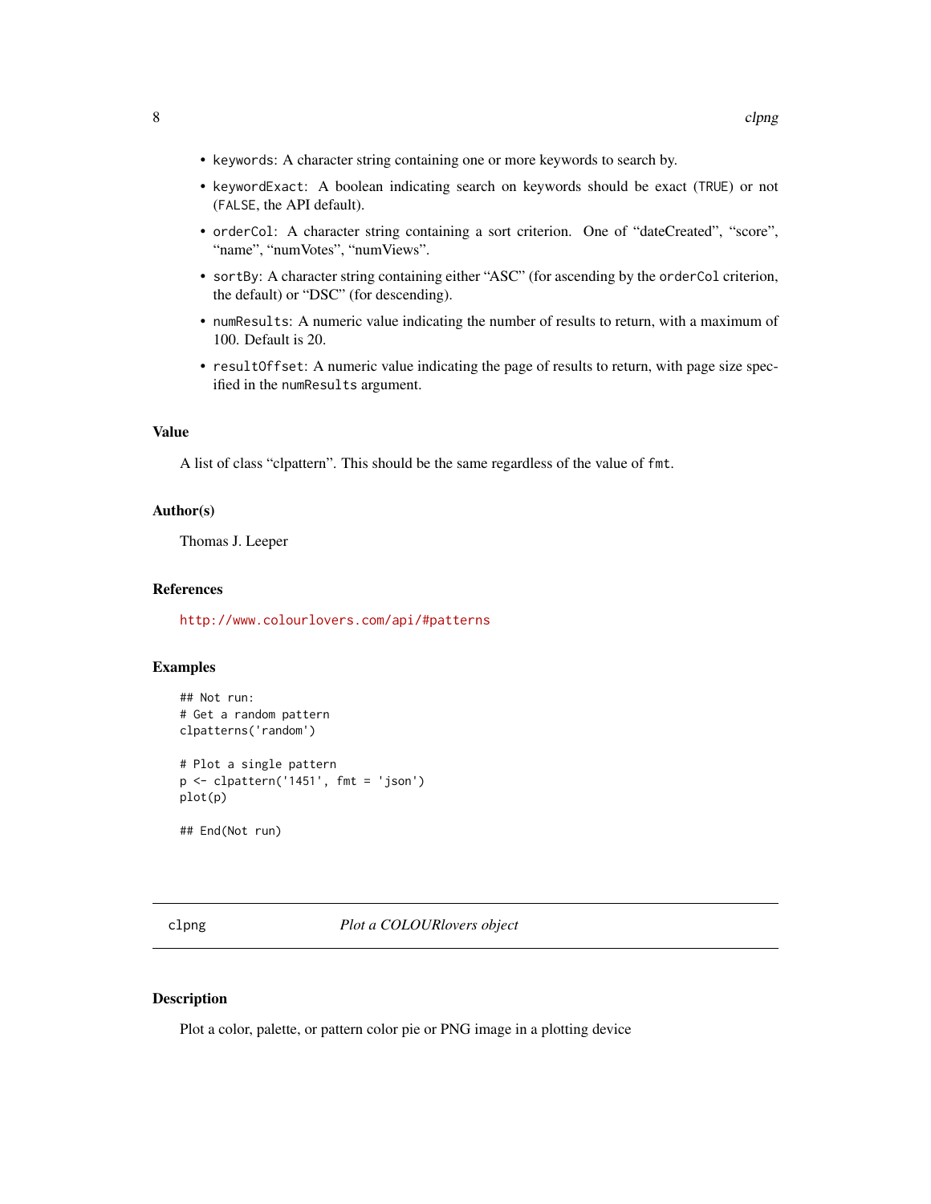- `keywords`: A character string containing one or more keywords to search by.
- `keywordExact`: A boolean indicating search on keywords should be exact (`TRUE`) or not (`FALSE`, the API default).
- `orderCol`: A character string containing a sort criterion. One of "dateCreated", "score", "name", "numVotes", "numViews".
- `sortBy`: A character string containing either "ASC" (for ascending by the `orderCol` criterion, the default) or "DSC" (for descending).
- `numResults`: A numeric value indicating the number of results to return, with a maximum of 100. Default is 20.
- `resultOffset`: A numeric value indicating the page of results to return, with page size specified in the `numResults` argument.

### Value

A list of class "clpattern". This should be the same regardless of the value of `fmt`.

### Author(s)

Thomas J. Leeper

### References

http://www.colourlovers.com/api/#patterns

### Examples

```
## Not run:
# Get a random pattern
clpatterns('random')

# Plot a single pattern
p <- clpattern('1451', fmt = 'json')
plot(p)

## End(Not run)
```

---

## clpng *Plot a COLOURlovers object*

### Description

Plot a color, palette, or pattern color pie or PNG image in a plotting device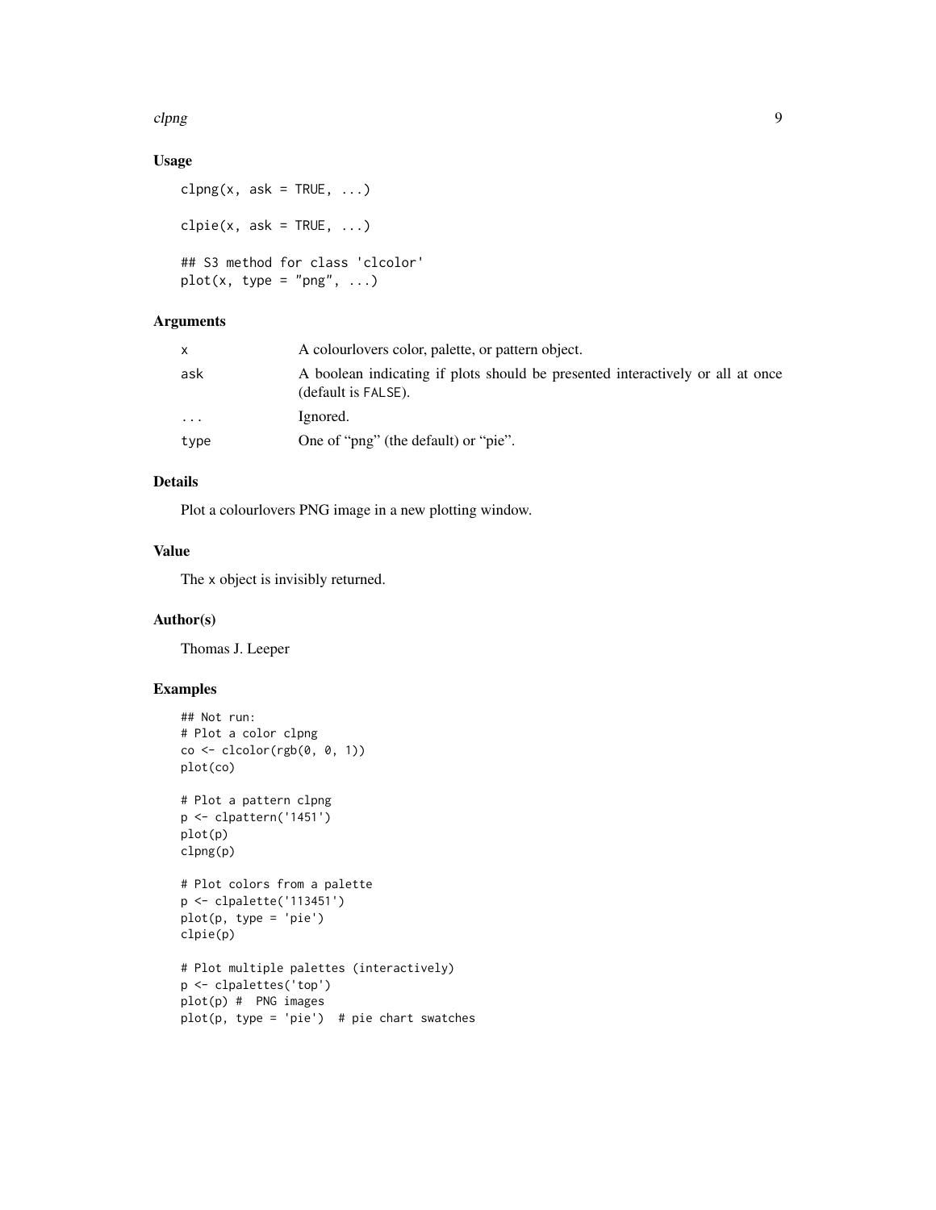## Usage

```
clpng(x, ask = TRUE, ...)

clpie(x, ask = TRUE, ...)

## S3 method for class 'clcolor'
plot(x, type = "png", ...)
```

## Arguments

| | |
|---|---|
| x | A colourlovers color, palette, or pattern object. |
| ask | A boolean indicating if plots should be presented interactively or all at once (default is FALSE). |
| ... | Ignored. |
| type | One of "png" (the default) or "pie". |

## Details

Plot a colourlovers PNG image in a new plotting window.

## Value

The x object is invisibly returned.

## Author(s)

Thomas J. Leeper

## Examples

```
## Not run:
# Plot a color clpng
co <- clcolor(rgb(0, 0, 1))
plot(co)

# Plot a pattern clpng
p <- clpattern('1451')
plot(p)
clpng(p)

# Plot colors from a palette
p <- clpalette('113451')
plot(p, type = 'pie')
clpie(p)

# Plot multiple palettes (interactively)
p <- clpalettes('top')
plot(p) #  PNG images
plot(p, type = 'pie')  # pie chart swatches
```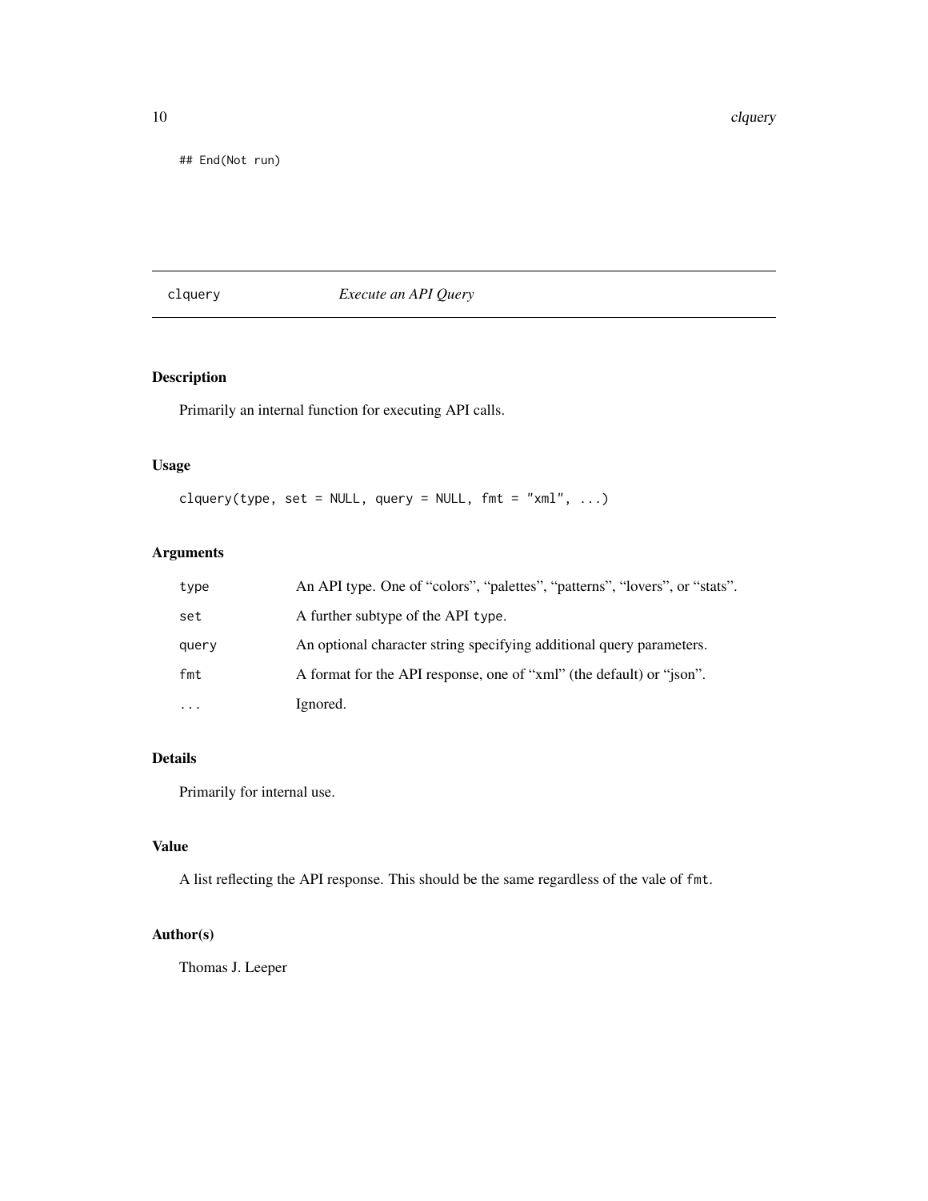```
## End(Not run)
```

## clquery *Execute an API Query*

### Description

Primarily an internal function for executing API calls.

### Usage

```
clquery(type, set = NULL, query = NULL, fmt = "xml", ...)
```

### Arguments

| | |
|---|---|
| `type` | An API type. One of "colors", "palettes", "patterns", "lovers", or "stats". |
| `set` | A further subtype of the API `type`. |
| `query` | An optional character string specifying additional query parameters. |
| `fmt` | A format for the API response, one of "xml" (the default) or "json". |
| `...` | Ignored. |

### Details

Primarily for internal use.

### Value

A list reflecting the API response. This should be the same regardless of the vale of `fmt`.

### Author(s)

Thomas J. Leeper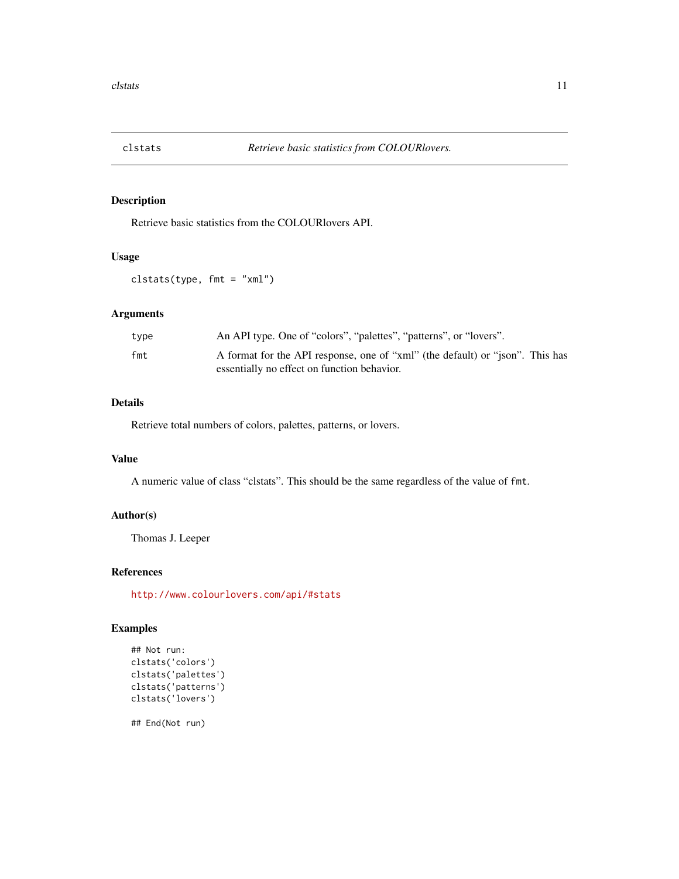# clstats — *Retrieve basic statistics from COLOURlovers.*

## Description

Retrieve basic statistics from the COLOURlovers API.

## Usage

```
clstats(type, fmt = "xml")
```

## Arguments

| | |
|---|---|
| type | An API type. One of "colors", "palettes", "patterns", or "lovers". |
| fmt | A format for the API response, one of "xml" (the default) or "json". This has essentially no effect on function behavior. |

## Details

Retrieve total numbers of colors, palettes, patterns, or lovers.

## Value

A numeric value of class "clstats". This should be the same regardless of the value of `fmt`.

## Author(s)

Thomas J. Leeper

## References

http://www.colourlovers.com/api/#stats

## Examples

```
## Not run:
clstats('colors')
clstats('palettes')
clstats('patterns')
clstats('lovers')

## End(Not run)
```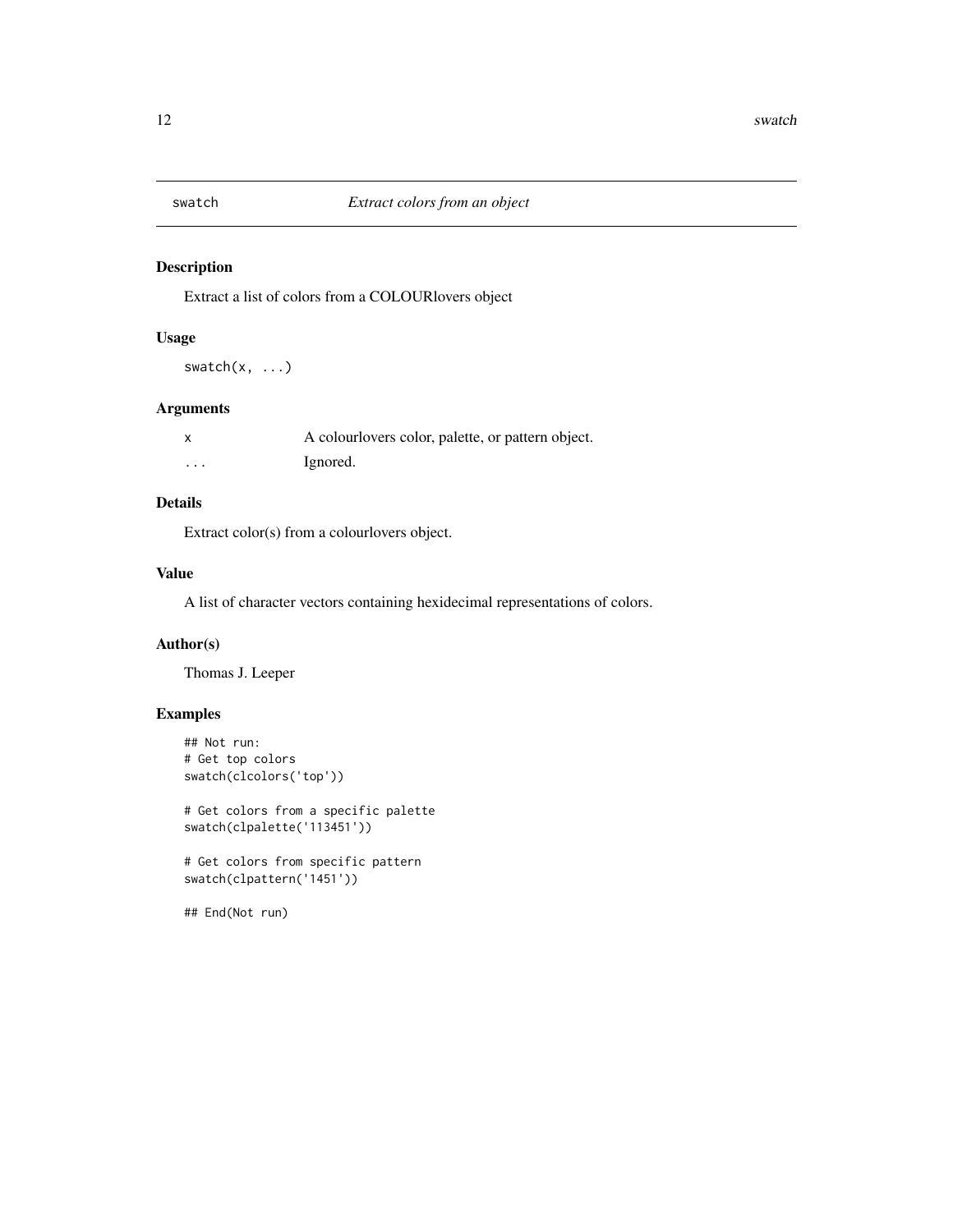# swatch *Extract colors from an object*

## Description

Extract a list of colors from a COLOURlovers object

## Usage

```
swatch(x, ...)
```

## Arguments

| | |
|---|---|
| x | A colourlovers color, palette, or pattern object. |
| ... | Ignored. |

## Details

Extract color(s) from a colourlovers object.

## Value

A list of character vectors containing hexidecimal representations of colors.

## Author(s)

Thomas J. Leeper

## Examples

```
## Not run:
# Get top colors
swatch(clcolors('top'))

# Get colors from a specific palette
swatch(clpalette('113451'))

# Get colors from specific pattern
swatch(clpattern('1451'))

## End(Not run)
```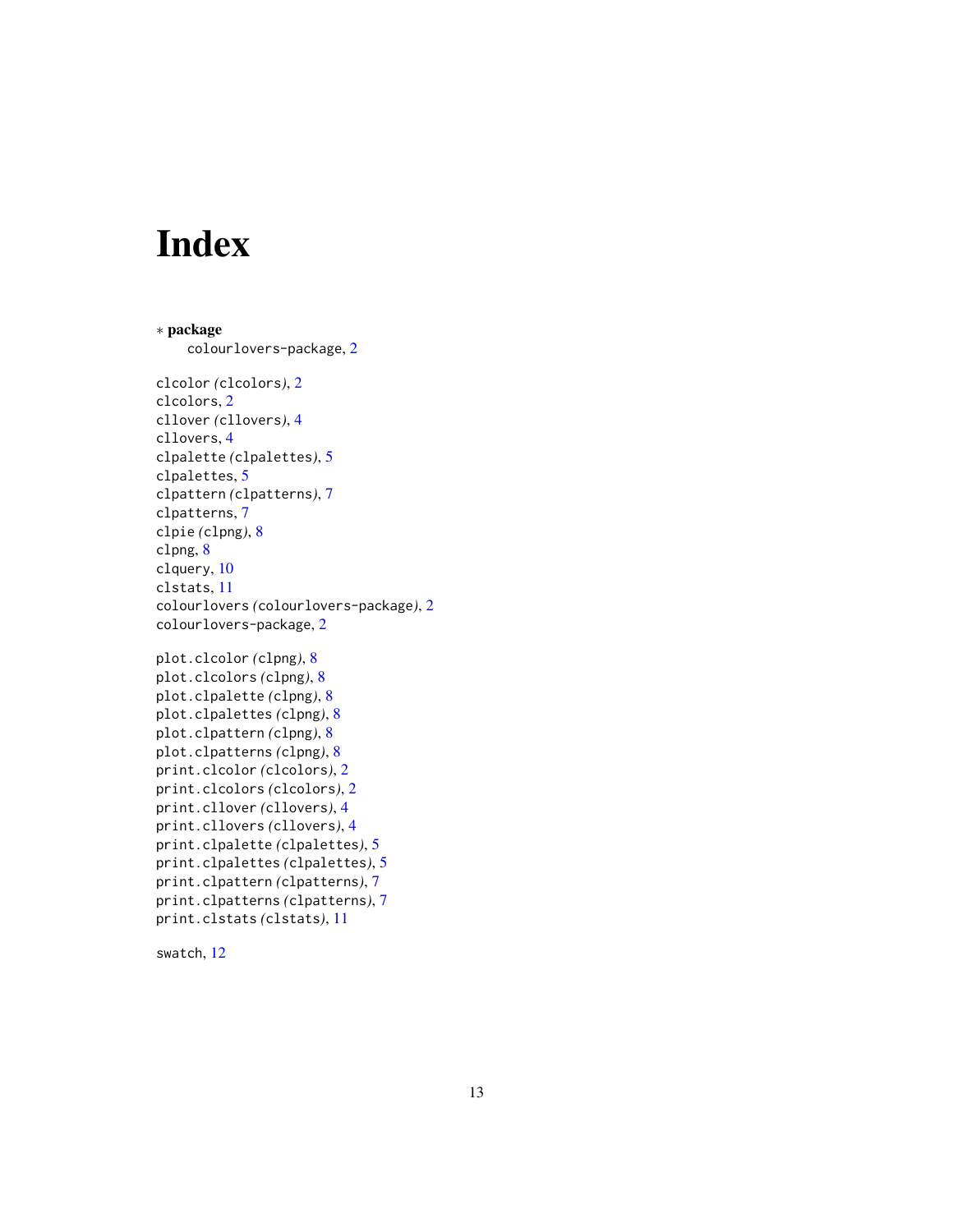# Index

∗ **package**

colourlovers-package, 2

clcolor *(*clcolors*)*, 2
clcolors, 2
cllover *(*cllovers*)*, 4
cllovers, 4
clpalette *(*clpalettes*)*, 5
clpalettes, 5
clpattern *(*clpatterns*)*, 7
clpatterns, 7
clpie *(*clpng*)*, 8
clpng, 8
clquery, 10
clstats, 11
colourlovers *(*colourlovers-package*)*, 2
colourlovers-package, 2

plot.clcolor *(*clpng*)*, 8
plot.clcolors *(*clpng*)*, 8
plot.clpalette *(*clpng*)*, 8
plot.clpalettes *(*clpng*)*, 8
plot.clpattern *(*clpng*)*, 8
plot.clpatterns *(*clpng*)*, 8
print.clcolor *(*clcolors*)*, 2
print.clcolors *(*clcolors*)*, 2
print.cllover *(*cllovers*)*, 4
print.cllovers *(*cllovers*)*, 4
print.clpalette *(*clpalettes*)*, 5
print.clpalettes *(*clpalettes*)*, 5
print.clpattern *(*clpatterns*)*, 7
print.clpatterns *(*clpatterns*)*, 7
print.clstats *(*clstats*)*, 11

swatch, 12